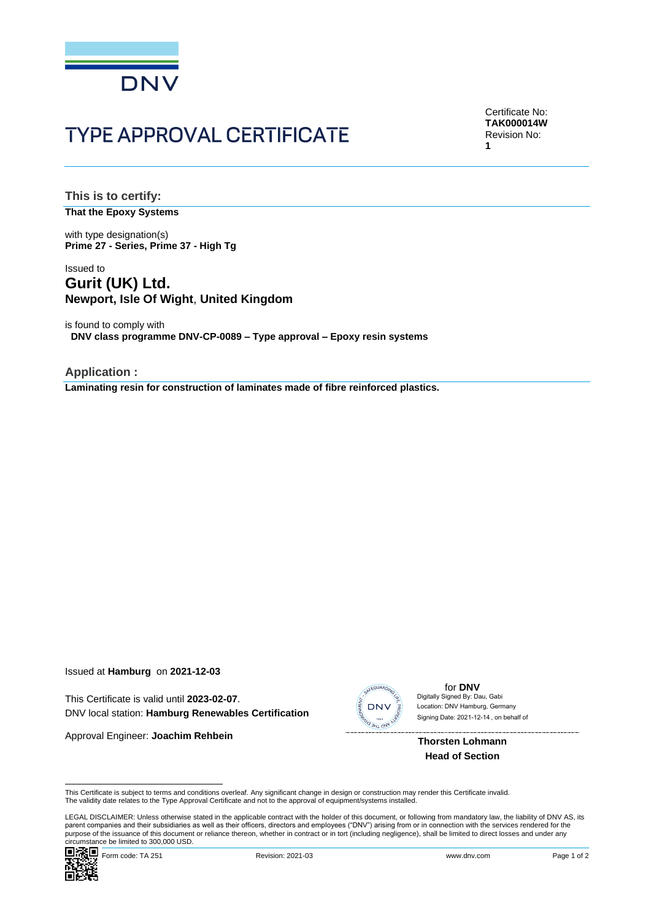# TYPE APPROVAL CERTIFICATE

Certificate No:
**TAK000014W**
Revision No:
**1**

## This is to certify:

**That the Epoxy Systems**

with type designation(s)
**Prime 27 - Series, Prime 37 - High Tg**

Issued to
**Gurit (UK) Ltd.**
**Newport, Isle Of Wight**, **United Kingdom**

is found to comply with
**DNV class programme DNV-CP-0089 – Type approval – Epoxy resin systems**

## Application :

**Laminating resin for construction of laminates made of fibre reinforced plastics.**

Issued at **Hamburg** on **2021-12-03**

This Certificate is valid until **2023-02-07**.
DNV local station: **Hamburg Renewables Certification**

Approval Engineer: **Joachim Rehbein**

for **DNV**
Digitally Signed By: Dau, Gabi
Location: DNV Hamburg, Germany
Signing Date: 2021-12-14 , on behalf of

**Thorsten Lohmann**
**Head of Section**

This Certificate is subject to terms and conditions overleaf. Any significant change in design or construction may render this Certificate invalid.
The validity date relates to the Type Approval Certificate and not to the approval of equipment/systems installed.

LEGAL DISCLAIMER: Unless otherwise stated in the applicable contract with the holder of this document, or following from mandatory law, the liability of DNV AS, its parent companies and their subsidiaries as well as their officers, directors and employees ("DNV") arising from or in connection with the services rendered for the purpose of the issuance of this document or reliance thereon, whether in contract or in tort (including negligence), shall be limited to direct losses and under any circumstance be limited to 300,000 USD.

Form code: TA 251 Revision: 2021-03 www.dnv.com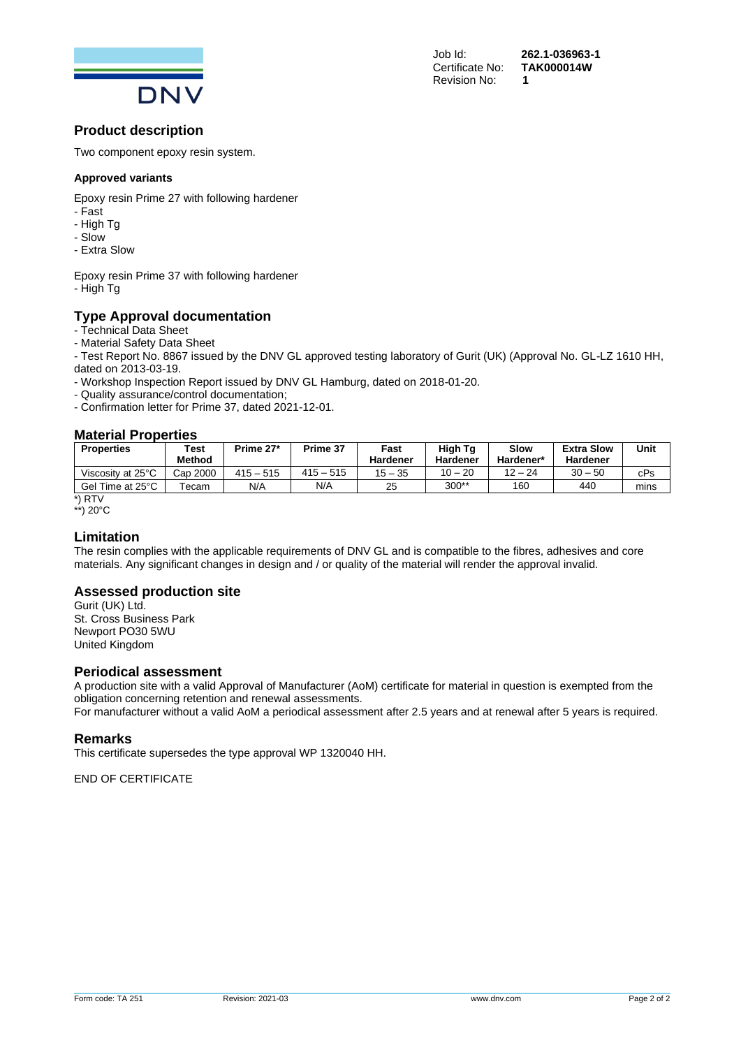Job Id: **262.1-036963-1**
Certificate No: **TAK000014W**
Revision No: **1**

## Product description

Two component epoxy resin system.

**Approved variants**

Epoxy resin Prime 27 with following hardener
- Fast
- High Tg
- Slow
- Extra Slow

Epoxy resin Prime 37 with following hardener
- High Tg

## Type Approval documentation

- Technical Data Sheet
- Material Safety Data Sheet
- Test Report No. 8867 issued by the DNV GL approved testing laboratory of Gurit (UK) (Approval No. GL-LZ 1610 HH, dated on 2013-03-19.
- Workshop Inspection Report issued by DNV GL Hamburg, dated on 2018-01-20.
- Quality assurance/control documentation;
- Confirmation letter for Prime 37, dated 2021-12-01.

## Material Properties

| Properties | Test Method | Prime 27* | Prime 37 | Fast Hardener | High Tg Hardener | Slow Hardener* | Extra Slow Hardener | Unit |
|---|---|---|---|---|---|---|---|---|
| Viscosity at 25°C | Cap 2000 | 415 – 515 | 415 – 515 | 15 – 35 | 10 – 20 | 12 – 24 | 30 – 50 | cPs |
| Gel Time at 25°C | Tecam | N/A | N/A | 25 | 300** | 160 | 440 | mins |

*) RTV
**) 20°C

## Limitation

The resin complies with the applicable requirements of DNV GL and is compatible to the fibres, adhesives and core materials. Any significant changes in design and / or quality of the material will render the approval invalid.

## Assessed production site

Gurit (UK) Ltd.
St. Cross Business Park
Newport PO30 5WU
United Kingdom

## Periodical assessment

A production site with a valid Approval of Manufacturer (AoM) certificate for material in question is exempted from the obligation concerning retention and renewal assessments.
For manufacturer without a valid AoM a periodical assessment after 2.5 years and at renewal after 5 years is required.

## Remarks

This certificate supersedes the type approval WP 1320040 HH.

END OF CERTIFICATE